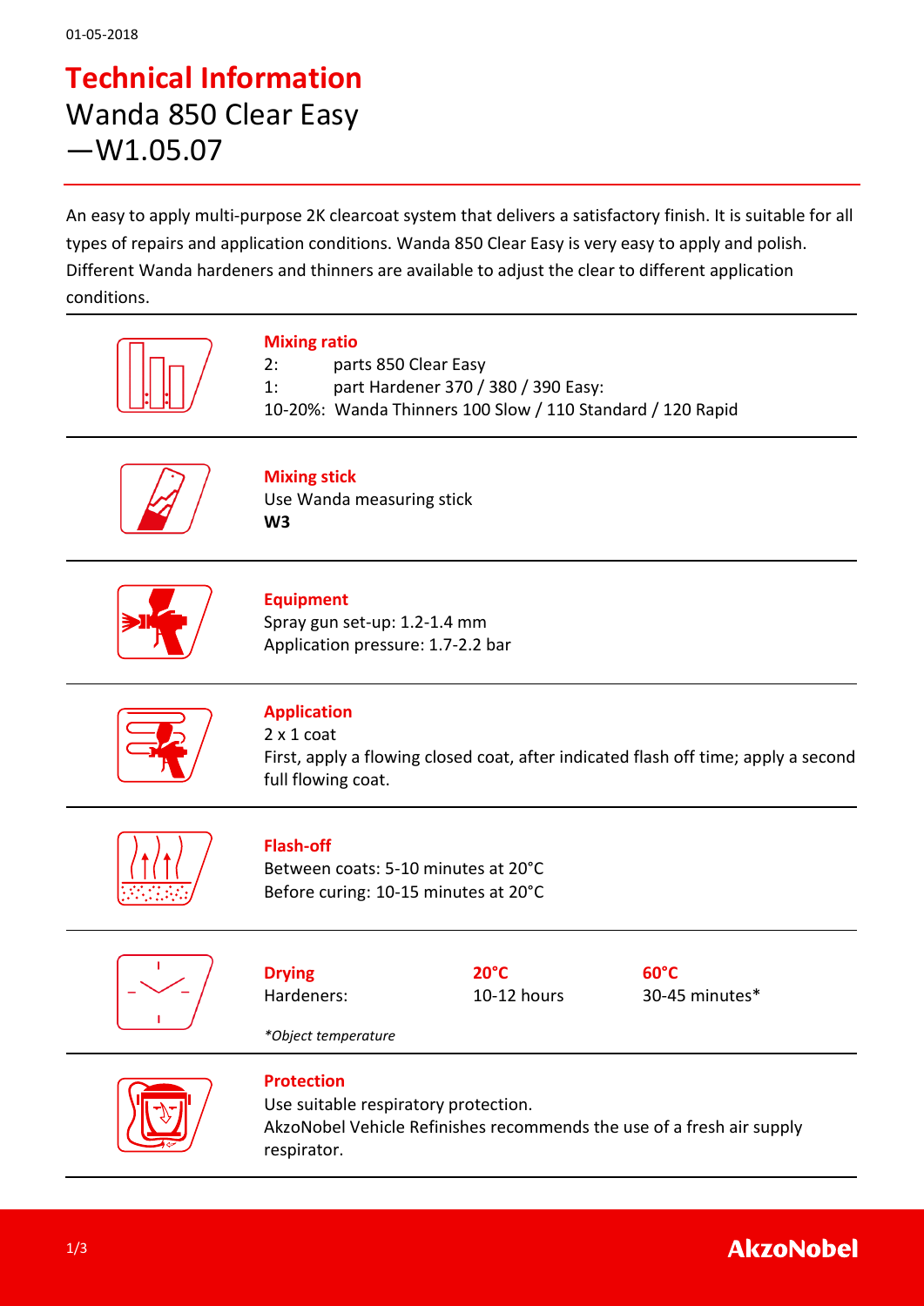01-05-2018

# Technical Information

## Wanda 850 Clear Easy —W1.05.07

An easy to apply multi-purpose 2K clearcoat system that delivers a satisfactory finish. It is suitable for all types of repairs and application conditions. Wanda 850 Clear Easy is very easy to apply and polish. Different Wanda hardeners and thinners are available to adjust the clear to different application conditions.

### Mixing ratio

2: parts 850 Clear Easy
1: part Hardener 370 / 380 / 390 Easy:
10-20%: Wanda Thinners 100 Slow / 110 Standard / 120 Rapid

### Mixing stick

Use Wanda measuring stick
**W3**

### Equipment

Spray gun set-up: 1.2-1.4 mm
Application pressure: 1.7-2.2 bar

### Application

2 x 1 coat
First, apply a flowing closed coat, after indicated flash off time; apply a second full flowing coat.

### Flash-off

Between coats: 5-10 minutes at 20°C
Before curing: 10-15 minutes at 20°C

### Drying

| Drying | 20°C | 60°C |
| --- | --- | --- |
| Hardeners: | 10-12 hours | 30-45 minutes* |

*\*Object temperature*

### Protection

Use suitable respiratory protection.
AkzoNobel Vehicle Refinishes recommends the use of a fresh air supply respirator.

AkzoNobel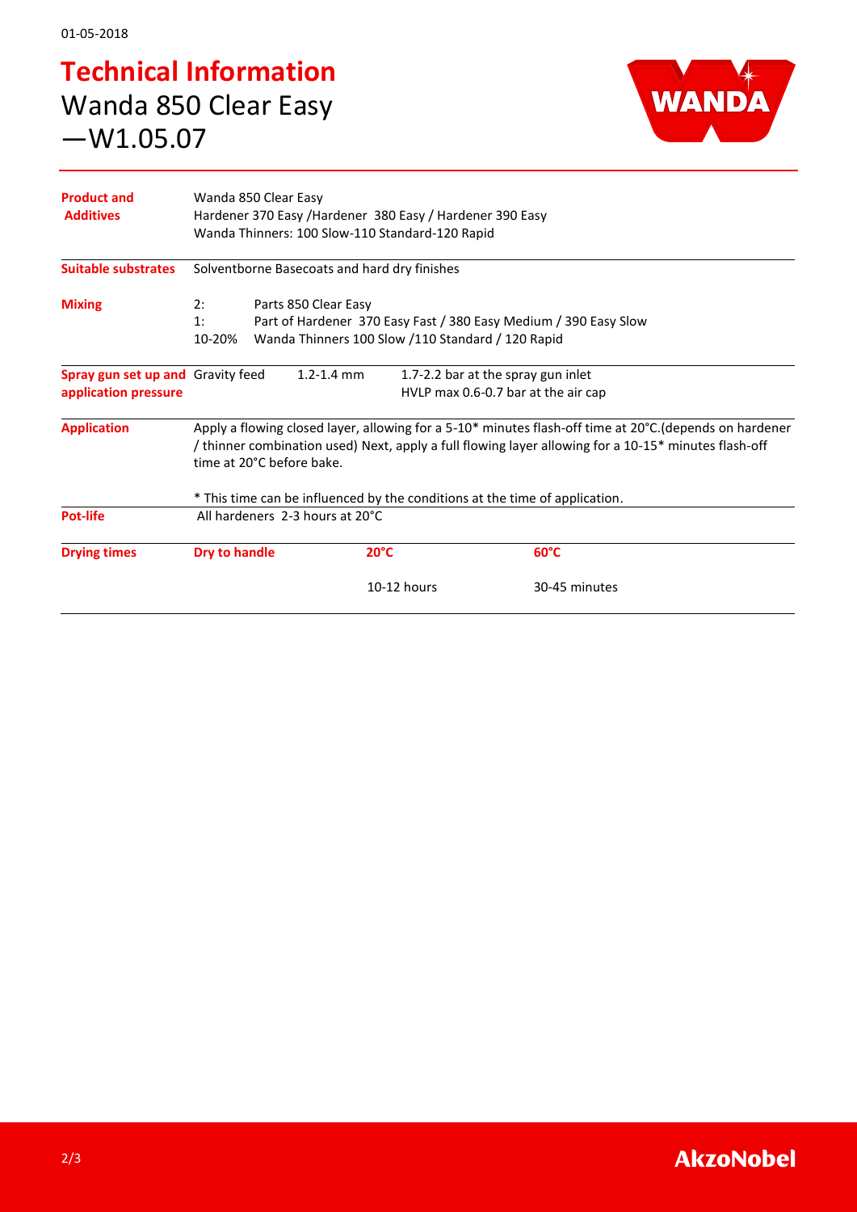01-05-2018

# Technical Information

## Wanda 850 Clear Easy —W1.05.07

| | |
|---|---|
| **Product and Additives** | Wanda 850 Clear Easy<br>Hardener 370 Easy /Hardener 380 Easy / Hardener 390 Easy<br>Wanda Thinners: 100 Slow-110 Standard-120 Rapid |
| **Suitable substrates** | Solventborne Basecoats and hard dry finishes |
| **Mixing** | 2: Parts 850 Clear Easy<br>1: Part of Hardener 370 Easy Fast / 380 Easy Medium / 390 Easy Slow<br>10-20% Wanda Thinners 100 Slow /110 Standard / 120 Rapid |
| **Spray gun set up and application pressure** | Gravity feed 1.2-1.4 mm — 1.7-2.2 bar at the spray gun inlet<br>HVLP max 0.6-0.7 bar at the air cap |
| **Application** | Apply a flowing closed layer, allowing for a 5-10* minutes flash-off time at 20°C.(depends on hardener / thinner combination used) Next, apply a full flowing layer allowing for a 10-15* minutes flash-off time at 20°C before bake.<br><br>* This time can be influenced by the conditions at the time of application. |
| **Pot-life** | All hardeners 2-3 hours at 20°C |

| **Drying times** | **Dry to handle** | **20°C** | **60°C** |
|---|---|---|---|
| | | 10-12 hours | 30-45 minutes |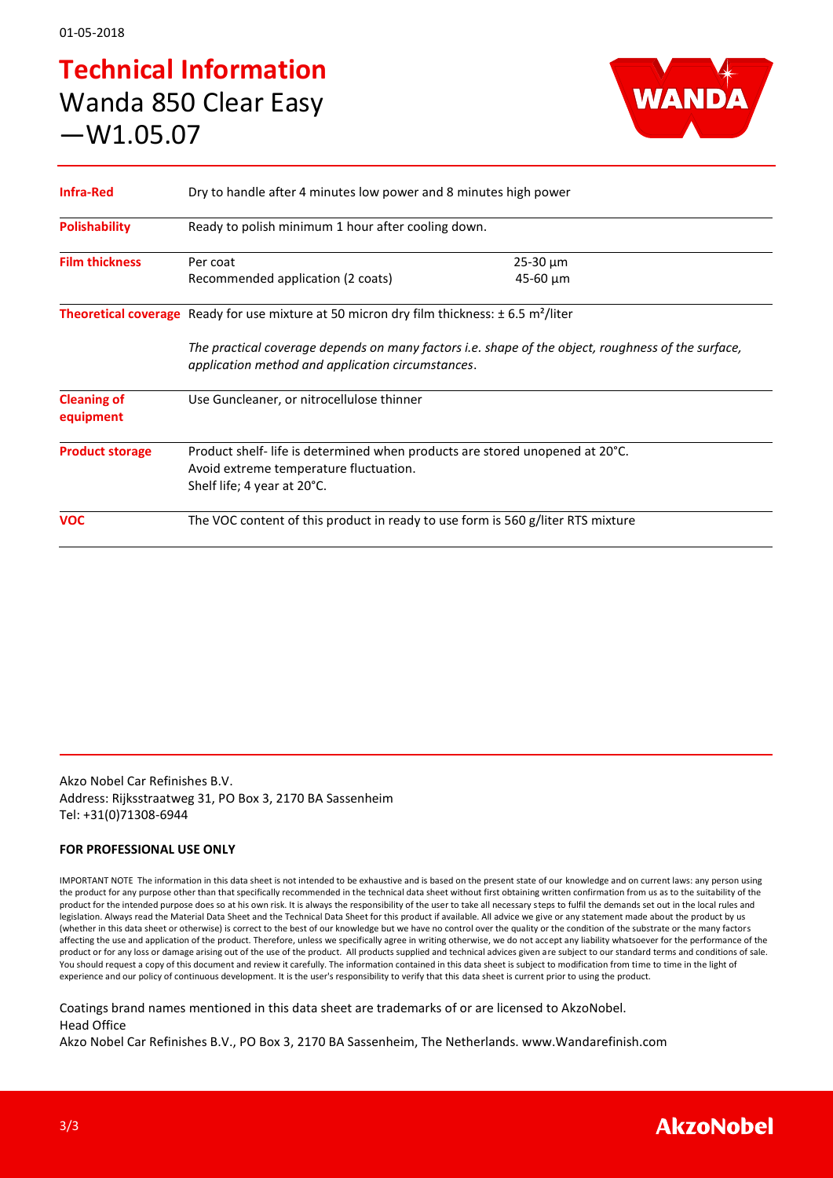# Technical Information

Wanda 850 Clear Easy
—W1.05.07

| | | |
|---|---|---|
| **Infra-Red** | Dry to handle after 4 minutes low power and 8 minutes high power | |
| **Polishability** | Ready to polish minimum 1 hour after cooling down. | |
| **Film thickness** | Per coat | 25-30 µm |
| | Recommended application (2 coats) | 45-60 µm |
| **Theoretical coverage** | Ready for use mixture at 50 micron dry film thickness: ± 6.5 m²/liter<br><br>*The practical coverage depends on many factors i.e. shape of the object, roughness of the surface, application method and application circumstances*. | |
| **Cleaning of equipment** | Use Guncleaner, or nitrocellulose thinner | |
| **Product storage** | Product shelf- life is determined when products are stored unopened at 20°C.<br>Avoid extreme temperature fluctuation.<br>Shelf life; 4 year at 20°C. | |
| **VOC** | The VOC content of this product in ready to use form is 560 g/liter RTS mixture | |

Akzo Nobel Car Refinishes B.V.
Address: Rijksstraatweg 31, PO Box 3, 2170 BA Sassenheim
Tel: +31(0)71308-6944

**FOR PROFESSIONAL USE ONLY**

IMPORTANT NOTE The information in this data sheet is not intended to be exhaustive and is based on the present state of our knowledge and on current laws: any person using the product for any purpose other than that specifically recommended in the technical data sheet without first obtaining written confirmation from us as to the suitability of the product for the intended purpose does so at his own risk. It is always the responsibility of the user to take all necessary steps to fulfil the demands set out in the local rules and legislation. Always read the Material Data Sheet and the Technical Data Sheet for this product if available. All advice we give or any statement made about the product by us (whether in this data sheet or otherwise) is correct to the best of our knowledge but we have no control over the quality or the condition of the substrate or the many factors affecting the use and application of the product. Therefore, unless we specifically agree in writing otherwise, we do not accept any liability whatsoever for the performance of the product or for any loss or damage arising out of the use of the product. All products supplied and technical advices given are subject to our standard terms and conditions of sale. You should request a copy of this document and review it carefully. The information contained in this data sheet is subject to modification from time to time in the light of experience and our policy of continuous development. It is the user's responsibility to verify that this data sheet is current prior to using the product.

Coatings brand names mentioned in this data sheet are trademarks of or are licensed to AkzoNobel.
Head Office
Akzo Nobel Car Refinishes B.V., PO Box 3, 2170 BA Sassenheim, The Netherlands. www.Wandarefinish.com